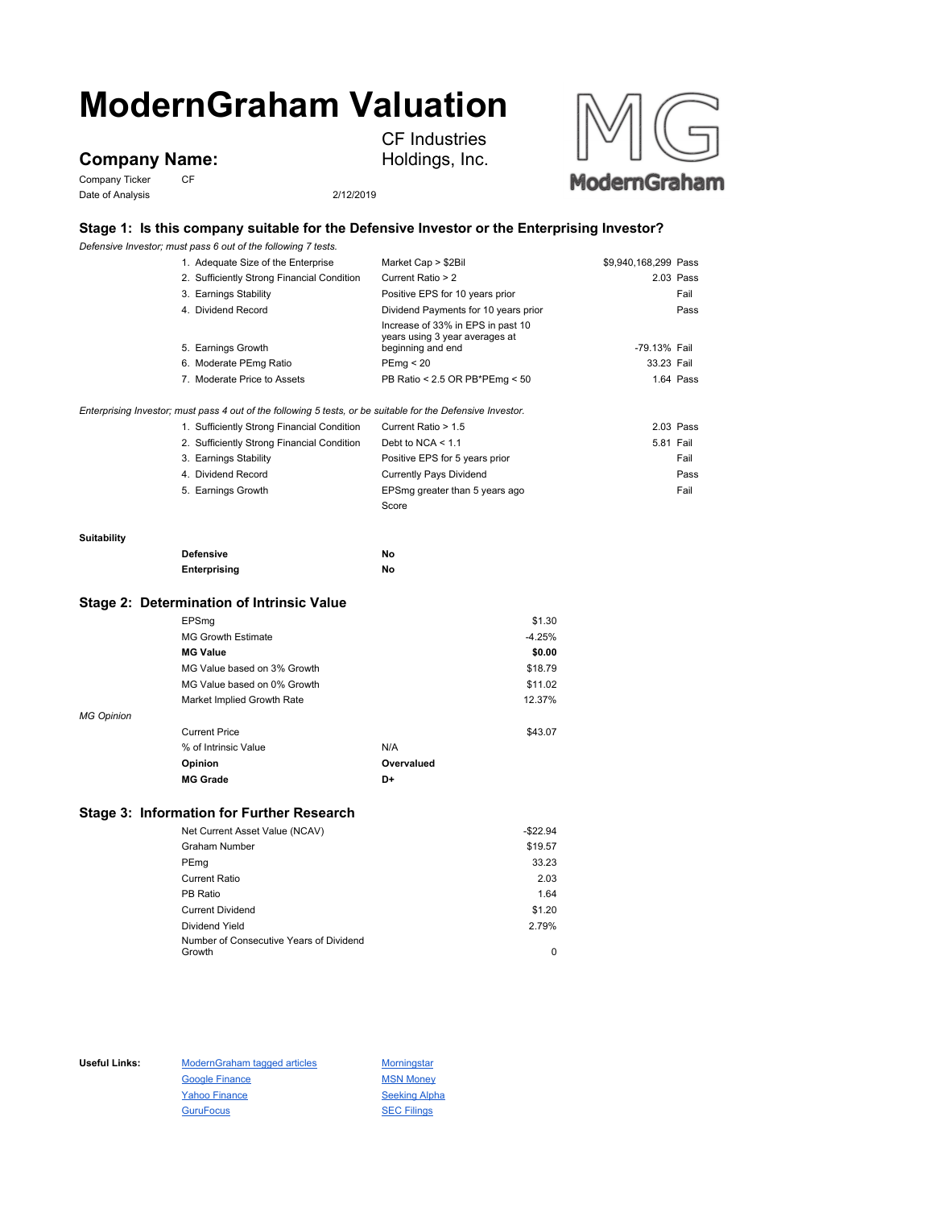# ModernGraham Valuation

## Company Name:

CF Industries Holdings, Inc.

Company Ticker: CF

Date of Analysis: 2/12/2019

### Stage 1: Is this company suitable for the Defensive Investor or the Enterprising Investor?

*Defensive Investor; must pass 6 out of the following 7 tests.*

| Test | Criterion | Value | Result |
|---|---|---|---|
| 1. Adequate Size of the Enterprise | Market Cap > $2Bil | $9,940,168,299 | Pass |
| 2. Sufficiently Strong Financial Condition | Current Ratio > 2 | 2.03 | Pass |
| 3. Earnings Stability | Positive EPS for 10 years prior | | Fail |
| 4. Dividend Record | Dividend Payments for 10 years prior | | Pass |
| 5. Earnings Growth | Increase of 33% in EPS in past 10 years using 3 year averages at beginning and end | -79.13% | Fail |
| 6. Moderate PEmg Ratio | PEmg < 20 | 33.23 | Fail |
| 7. Moderate Price to Assets | PB Ratio < 2.5 OR PB*PEmg < 50 | 1.64 | Pass |

*Enterprising Investor; must pass 4 out of the following 5 tests, or be suitable for the Defensive Investor.*

| Test | Criterion | Value | Result |
|---|---|---|---|
| 1. Sufficiently Strong Financial Condition | Current Ratio > 1.5 | 2.03 | Pass |
| 2. Sufficiently Strong Financial Condition | Debt to NCA < 1.1 | 5.81 | Fail |
| 3. Earnings Stability | Positive EPS for 5 years prior | | Fail |
| 4. Dividend Record | Currently Pays Dividend | | Pass |
| 5. Earnings Growth | EPSmg greater than 5 years ago | | Fail |
| | Score | | |

**Suitability**

| | |
|---|---|
| **Defensive** | **No** |
| **Enterprising** | **No** |

### Stage 2: Determination of Intrinsic Value

| | |
|---|---|
| EPSmg | $1.30 |
| MG Growth Estimate | -4.25% |
| **MG Value** | **$0.00** |
| MG Value based on 3% Growth | $18.79 |
| MG Value based on 0% Growth | $11.02 |
| Market Implied Growth Rate | 12.37% |

*MG Opinion*

| | |
|---|---|
| Current Price | $43.07 |
| % of Intrinsic Value | N/A |
| **Opinion** | **Overvalued** |
| **MG Grade** | **D+** |

### Stage 3: Information for Further Research

| | |
|---|---|
| Net Current Asset Value (NCAV) | -$22.94 |
| Graham Number | $19.57 |
| PEmg | 33.23 |
| Current Ratio | 2.03 |
| PB Ratio | 1.64 |
| Current Dividend | $1.20 |
| Dividend Yield | 2.79% |
| Number of Consecutive Years of Dividend Growth | 0 |

**Useful Links:**

- ModernGraham tagged articles
- Google Finance
- Yahoo Finance
- GuruFocus
- Morningstar
- MSN Money
- Seeking Alpha
- SEC Filings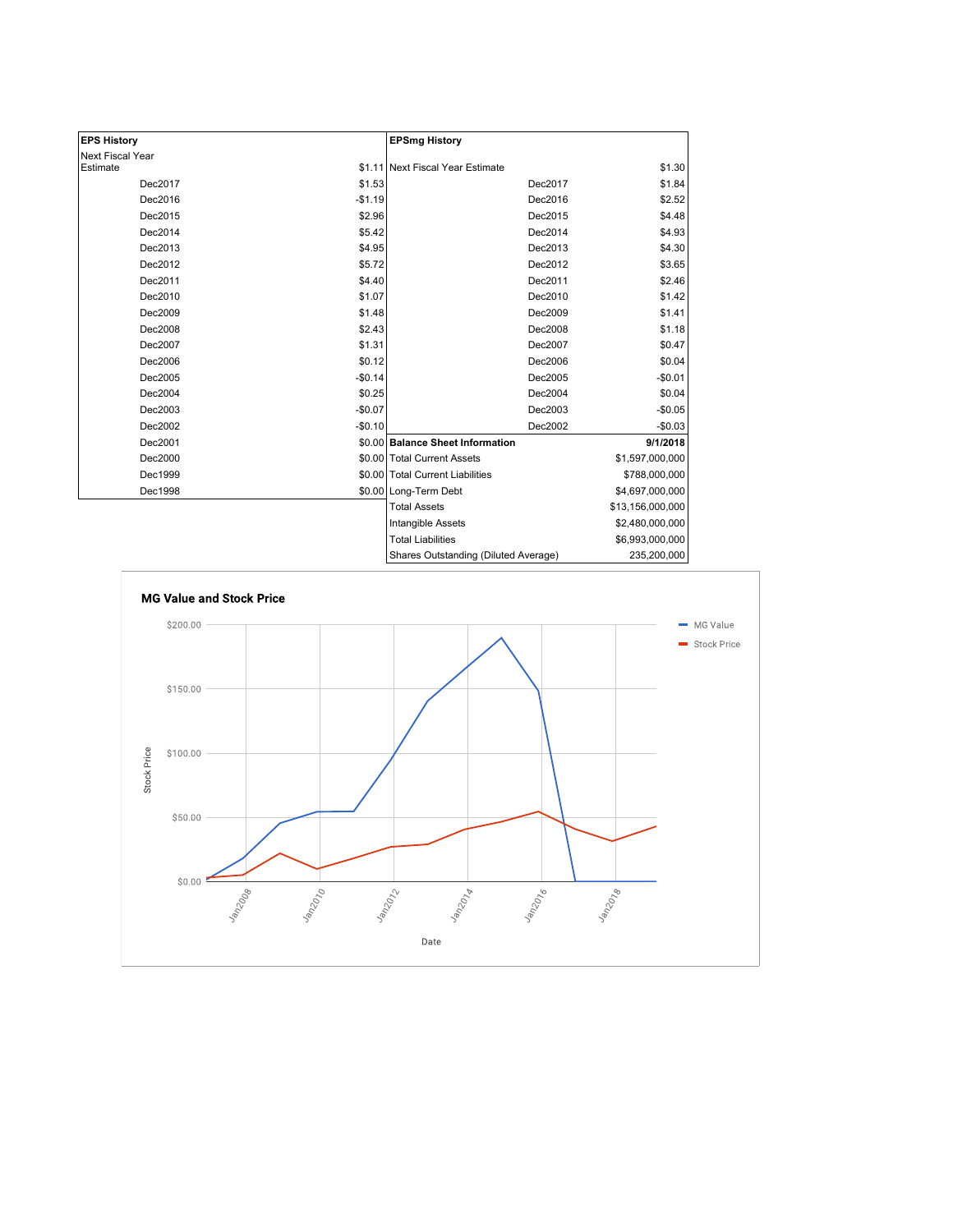| EPS History | | EPSmg History | |
|---|---|---|---|
| Next Fiscal Year Estimate | $1.11 | Next Fiscal Year Estimate | $1.30 |
| Dec2017 | $1.53 | Dec2017 | $1.84 |
| Dec2016 | -$1.19 | Dec2016 | $2.52 |
| Dec2015 | $2.96 | Dec2015 | $4.48 |
| Dec2014 | $5.42 | Dec2014 | $4.93 |
| Dec2013 | $4.95 | Dec2013 | $4.30 |
| Dec2012 | $5.72 | Dec2012 | $3.65 |
| Dec2011 | $4.40 | Dec2011 | $2.46 |
| Dec2010 | $1.07 | Dec2010 | $1.42 |
| Dec2009 | $1.48 | Dec2009 | $1.41 |
| Dec2008 | $2.43 | Dec2008 | $1.18 |
| Dec2007 | $1.31 | Dec2007 | $0.47 |
| Dec2006 | $0.12 | Dec2006 | $0.04 |
| Dec2005 | -$0.14 | Dec2005 | -$0.01 |
| Dec2004 | $0.25 | Dec2004 | $0.04 |
| Dec2003 | -$0.07 | Dec2003 | -$0.05 |
| Dec2002 | -$0.10 | Dec2002 | -$0.03 |
| Dec2001 | $0.00 | **Balance Sheet Information** | **9/1/2018** |
| Dec2000 | $0.00 | Total Current Assets | $1,597,000,000 |
| Dec1999 | $0.00 | Total Current Liabilities | $788,000,000 |
| Dec1998 | $0.00 | Long-Term Debt | $4,697,000,000 |
| | | Total Assets | $13,156,000,000 |
| | | Intangible Assets | $2,480,000,000 |
| | | Total Liabilities | $6,993,000,000 |
| | | Shares Outstanding (Diluted Average) | 235,200,000 |

**MG Value and Stock Price**

Legend: MG Value, Stock Price. Y-axis: Stock Price ($0.00 – $200.00). X-axis: Date (Jan2008 – Jan2018).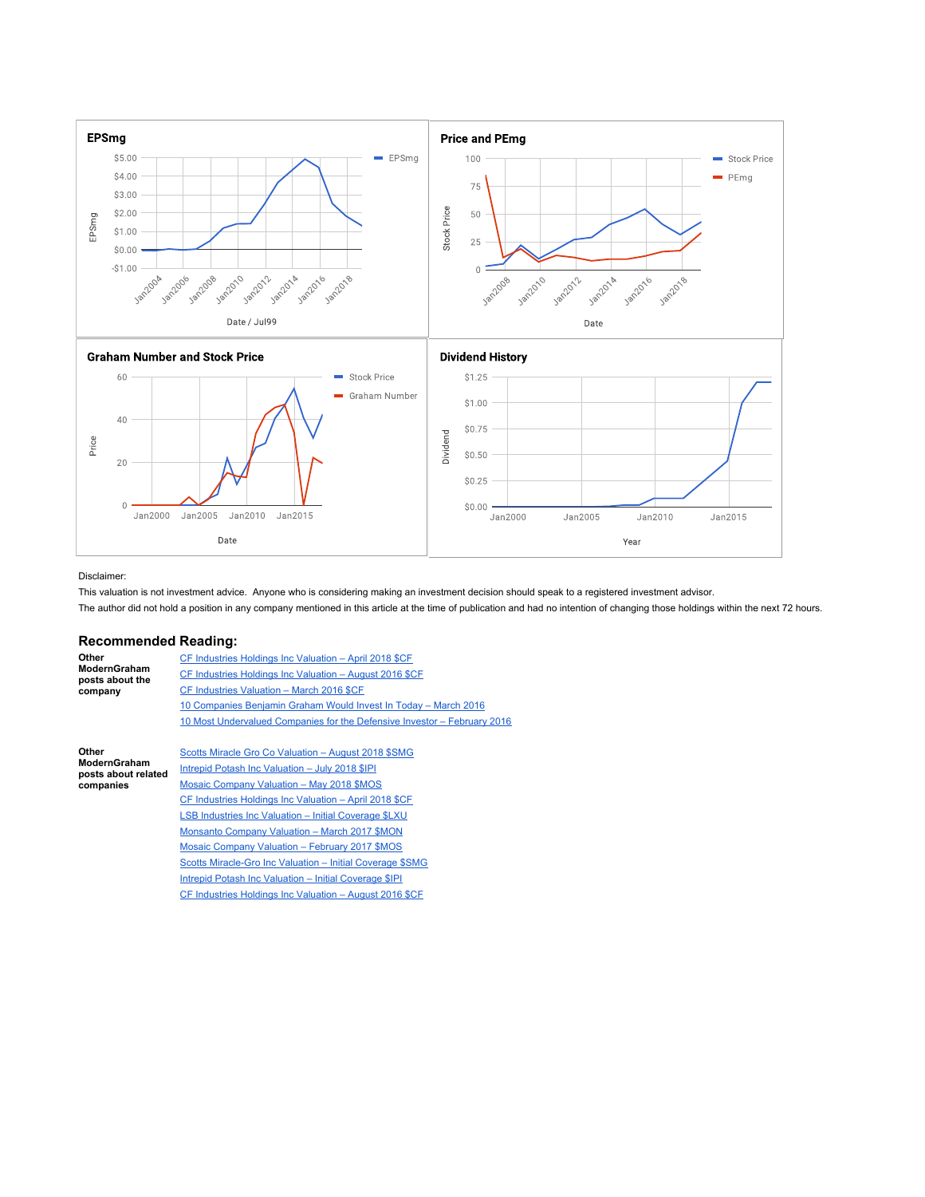**EPSmg**

$5.00
$4.00
$3.00
$2.00
$1.00
$0.00
-$1.00

EPSmg

Jan2004 Jan2006 Jan2008 Jan2010 Jan2012 Jan2014 Jan2016 Jan2018

Date / Jul99

EPSmg

**Price and PEmg**

100
75
50
25
0

Stock Price

Jan2008 Jan2010 Jan2012 Jan2014 Jan2016 Jan2018

Date

Stock Price
PEmg

**Graham Number and Stock Price**

60
40
20
0

Price

Jan2000 Jan2005 Jan2010 Jan2015

Date

Stock Price
Graham Number

**Dividend History**

$1.25
$1.00
$0.75
$0.50
$0.25
$0.00

Dividend

Jan2000 Jan2005 Jan2010 Jan2015

Year

Disclaimer:

This valuation is not investment advice. Anyone who is considering making an investment decision should speak to a registered investment advisor.

The author did not hold a position in any company mentioned in this article at the time of publication and had no intention of changing those holdings within the next 72 hours.

## Recommended Reading:

**Other ModernGraham posts about the company**

- CF Industries Holdings Inc Valuation – April 2018 $CF
- CF Industries Holdings Inc Valuation – August 2016 $CF
- CF Industries Valuation – March 2016 $CF
- 10 Companies Benjamin Graham Would Invest In Today – March 2016
- 10 Most Undervalued Companies for the Defensive Investor – February 2016

**Other ModernGraham posts about related companies**

- Scotts Miracle Gro Co Valuation – August 2018 $SMG
- Intrepid Potash Inc Valuation – July 2018 $IPI
- Mosaic Company Valuation – May 2018 $MOS
- CF Industries Holdings Inc Valuation – April 2018 $CF
- LSB Industries Inc Valuation – Initial Coverage $LXU
- Monsanto Company Valuation – March 2017 $MON
- Mosaic Company Valuation – February 2017 $MOS
- Scotts Miracle-Gro Inc Valuation – Initial Coverage $SMG
- Intrepid Potash Inc Valuation – Initial Coverage $IPI
- CF Industries Holdings Inc Valuation – August 2016 $CF